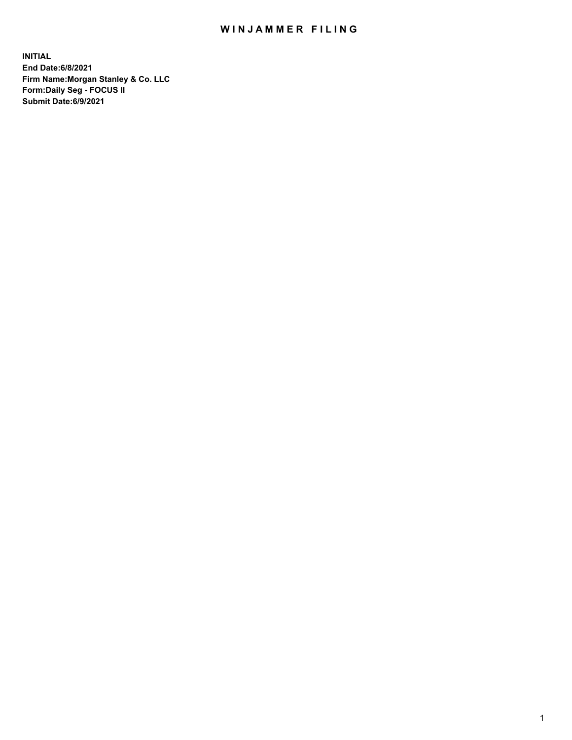# WINJAMMER FILING

**INITIAL**
**End Date:6/8/2021**
**Firm Name:Morgan Stanley & Co. LLC**
**Form:Daily Seg - FOCUS II**
**Submit Date:6/9/2021**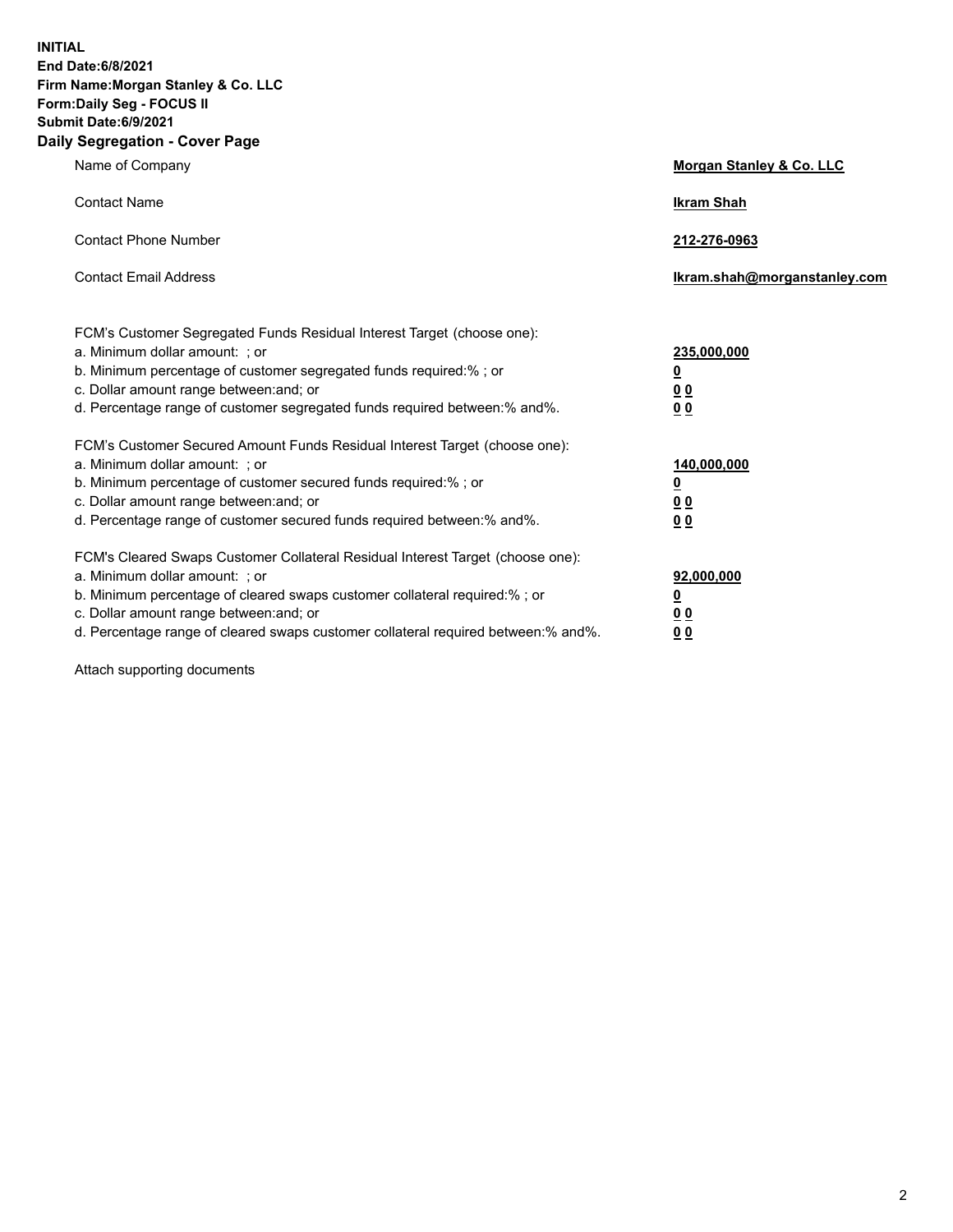**INITIAL**
**End Date:6/8/2021**
**Firm Name:Morgan Stanley & Co. LLC**
**Form:Daily Seg - FOCUS II**
**Submit Date:6/9/2021**

## Daily Segregation - Cover Page

| | |
|---|---|
| Name of Company | **Morgan Stanley & Co. LLC** |
| Contact Name | **Ikram Shah** |
| Contact Phone Number | **212-276-0963** |
| Contact Email Address | **Ikram.shah@morganstanley.com** |

| | |
|---|---|
| FCM's Customer Segregated Funds Residual Interest Target (choose one): | |
| a. Minimum dollar amount: ; or | **235,000,000** |
| b. Minimum percentage of customer segregated funds required:% ; or | **0** |
| c. Dollar amount range between:and; or | **0 0** |
| d. Percentage range of customer segregated funds required between:% and%. | **0 0** |
| FCM's Customer Secured Amount Funds Residual Interest Target (choose one): | |
| a. Minimum dollar amount: ; or | **140,000,000** |
| b. Minimum percentage of customer secured funds required:% ; or | **0** |
| c. Dollar amount range between:and; or | **0 0** |
| d. Percentage range of customer secured funds required between:% and%. | **0 0** |
| FCM's Cleared Swaps Customer Collateral Residual Interest Target (choose one): | |
| a. Minimum dollar amount: ; or | **92,000,000** |
| b. Minimum percentage of cleared swaps customer collateral required:% ; or | **0** |
| c. Dollar amount range between:and; or | **0 0** |
| d. Percentage range of cleared swaps customer collateral required between:% and%. | **0 0** |

Attach supporting documents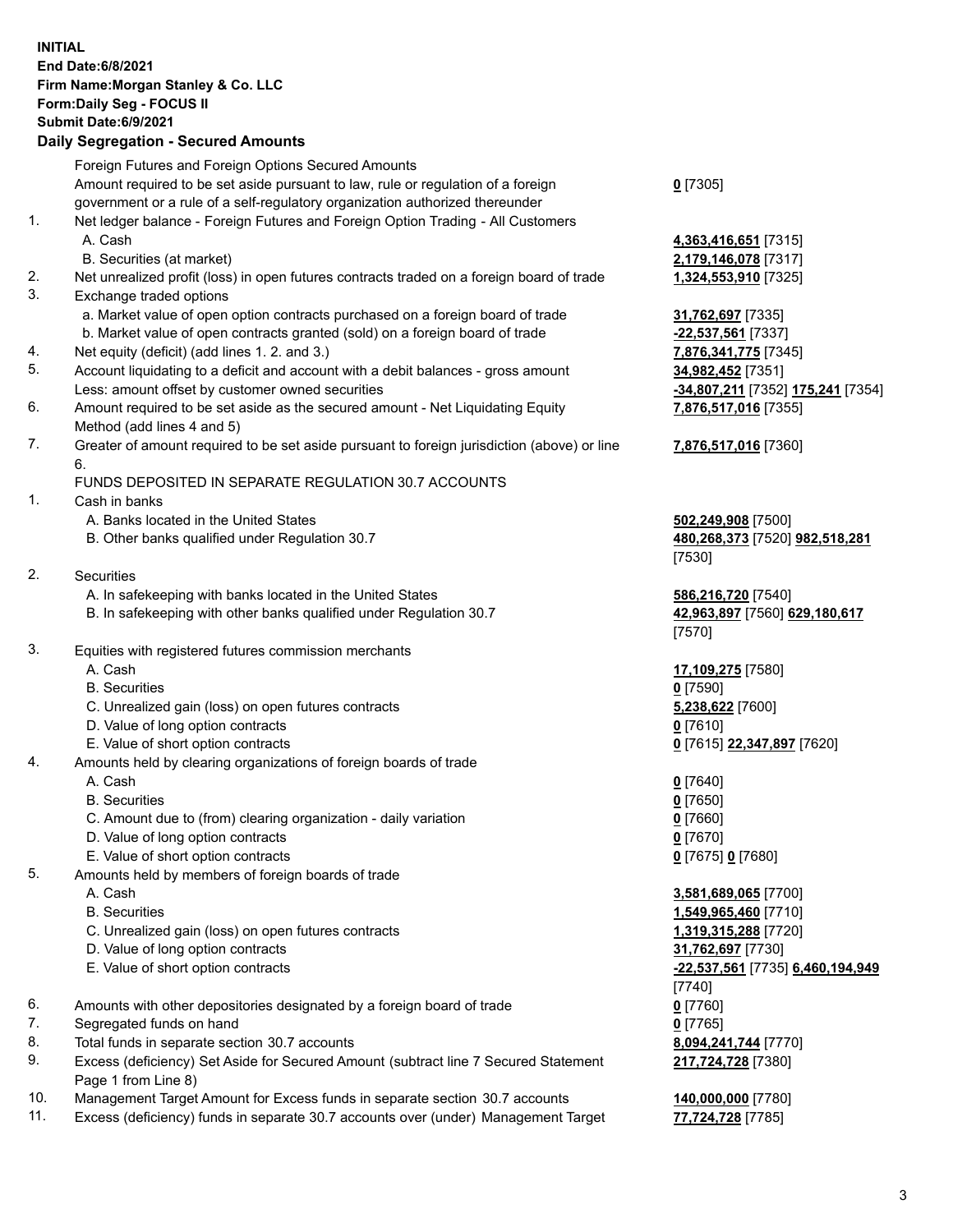**INITIAL**
**End Date:6/8/2021**
**Firm Name:Morgan Stanley & Co. LLC**
**Form:Daily Seg - FOCUS II**
**Submit Date:6/9/2021**

**Daily Segregation - Secured Amounts**

| | | |
|---|---|---|
| | Foreign Futures and Foreign Options Secured Amounts | |
| | Amount required to be set aside pursuant to law, rule or regulation of a foreign government or a rule of a self-regulatory organization authorized thereunder | **0** [7305] |
| 1. | Net ledger balance - Foreign Futures and Foreign Option Trading - All Customers | |
| | A. Cash | **4,363,416,651** [7315] |
| | B. Securities (at market) | **2,179,146,078** [7317] |
| 2. | Net unrealized profit (loss) in open futures contracts traded on a foreign board of trade | **1,324,553,910** [7325] |
| 3. | Exchange traded options | |
| | a. Market value of open option contracts purchased on a foreign board of trade | **31,762,697** [7335] |
| | b. Market value of open contracts granted (sold) on a foreign board of trade | **-22,537,561** [7337] |
| 4. | Net equity (deficit) (add lines 1. 2. and 3.) | **7,876,341,775** [7345] |
| 5. | Account liquidating to a deficit and account with a debit balances - gross amount | **34,982,452** [7351] |
| | Less: amount offset by customer owned securities | **-34,807,211** [7352] **175,241** [7354] |
| 6. | Amount required to be set aside as the secured amount - Net Liquidating Equity Method (add lines 4 and 5) | **7,876,517,016** [7355] |
| 7. | Greater of amount required to be set aside pursuant to foreign jurisdiction (above) or line 6. | **7,876,517,016** [7360] |
| | FUNDS DEPOSITED IN SEPARATE REGULATION 30.7 ACCOUNTS | |
| 1. | Cash in banks | |
| | A. Banks located in the United States | **502,249,908** [7500] |
| | B. Other banks qualified under Regulation 30.7 | **480,268,373** [7520] **982,518,281** [7530] |
| 2. | Securities | |
| | A. In safekeeping with banks located in the United States | **586,216,720** [7540] |
| | B. In safekeeping with other banks qualified under Regulation 30.7 | **42,963,897** [7560] **629,180,617** [7570] |
| 3. | Equities with registered futures commission merchants | |
| | A. Cash | **17,109,275** [7580] |
| | B. Securities | **0** [7590] |
| | C. Unrealized gain (loss) on open futures contracts | **5,238,622** [7600] |
| | D. Value of long option contracts | **0** [7610] |
| | E. Value of short option contracts | **0** [7615] **22,347,897** [7620] |
| 4. | Amounts held by clearing organizations of foreign boards of trade | |
| | A. Cash | **0** [7640] |
| | B. Securities | **0** [7650] |
| | C. Amount due to (from) clearing organization - daily variation | **0** [7660] |
| | D. Value of long option contracts | **0** [7670] |
| | E. Value of short option contracts | **0** [7675] **0** [7680] |
| 5. | Amounts held by members of foreign boards of trade | |
| | A. Cash | **3,581,689,065** [7700] |
| | B. Securities | **1,549,965,460** [7710] |
| | C. Unrealized gain (loss) on open futures contracts | **1,319,315,288** [7720] |
| | D. Value of long option contracts | **31,762,697** [7730] |
| | E. Value of short option contracts | **-22,537,561** [7735] **6,460,194,949** [7740] |
| 6. | Amounts with other depositories designated by a foreign board of trade | **0** [7760] |
| 7. | Segregated funds on hand | **0** [7765] |
| 8. | Total funds in separate section 30.7 accounts | **8,094,241,744** [7770] |
| 9. | Excess (deficiency) Set Aside for Secured Amount (subtract line 7 Secured Statement Page 1 from Line 8) | **217,724,728** [7380] |
| 10. | Management Target Amount for Excess funds in separate section 30.7 accounts | **140,000,000** [7780] |
| 11. | Excess (deficiency) funds in separate 30.7 accounts over (under) Management Target | **77,724,728** [7785] |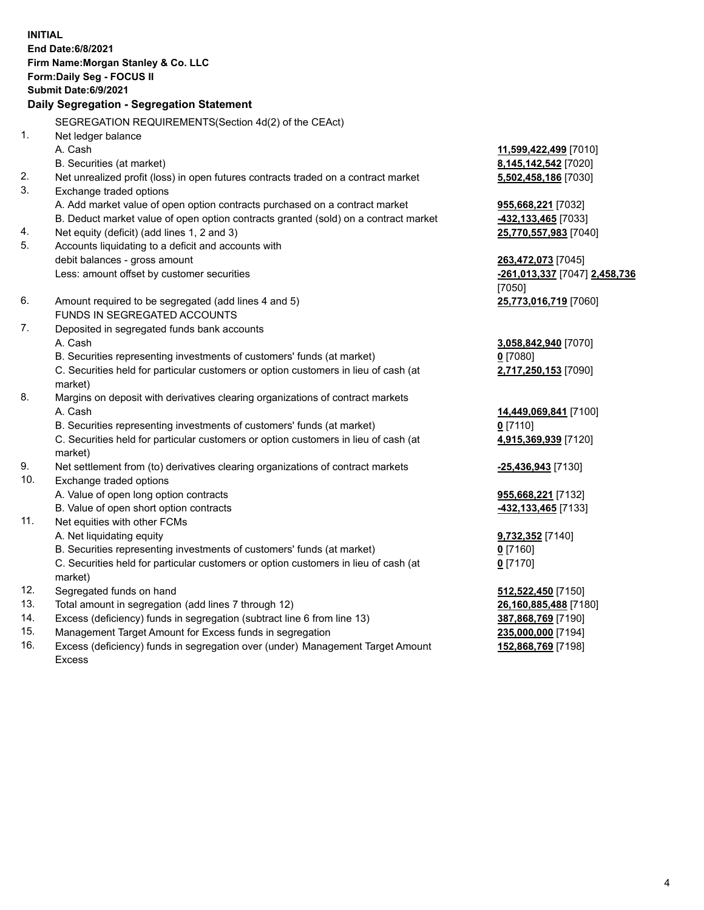**INITIAL**
**End Date:6/8/2021**
**Firm Name:Morgan Stanley & Co. LLC**
**Form:Daily Seg - FOCUS II**
**Submit Date:6/9/2021**

**Daily Segregation - Segregation Statement**

SEGREGATION REQUIREMENTS(Section 4d(2) of the CEAct)

| | | |
|---|---|---|
| 1. | Net ledger balance | |
| | A. Cash | **11,599,422,499** [7010] |
| | B. Securities (at market) | **8,145,142,542** [7020] |
| 2. | Net unrealized profit (loss) in open futures contracts traded on a contract market | **5,502,458,186** [7030] |
| 3. | Exchange traded options | |
| | A. Add market value of open option contracts purchased on a contract market | **955,668,221** [7032] |
| | B. Deduct market value of open option contracts granted (sold) on a contract market | **-432,133,465** [7033] |
| 4. | Net equity (deficit) (add lines 1, 2 and 3) | **25,770,557,983** [7040] |
| 5. | Accounts liquidating to a deficit and accounts with debit balances - gross amount | **263,472,073** [7045] |
| | Less: amount offset by customer securities | **-261,013,337** [7047] **2,458,736** [7050] |
| 6. | Amount required to be segregated (add lines 4 and 5) | **25,773,016,719** [7060] |
| | FUNDS IN SEGREGATED ACCOUNTS | |
| 7. | Deposited in segregated funds bank accounts | |
| | A. Cash | **3,058,842,940** [7070] |
| | B. Securities representing investments of customers' funds (at market) | **0** [7080] |
| | C. Securities held for particular customers or option customers in lieu of cash (at market) | **2,717,250,153** [7090] |
| 8. | Margins on deposit with derivatives clearing organizations of contract markets | |
| | A. Cash | **14,449,069,841** [7100] |
| | B. Securities representing investments of customers' funds (at market) | **0** [7110] |
| | C. Securities held for particular customers or option customers in lieu of cash (at market) | **4,915,369,939** [7120] |
| 9. | Net settlement from (to) derivatives clearing organizations of contract markets | **-25,436,943** [7130] |
| 10. | Exchange traded options | |
| | A. Value of open long option contracts | **955,668,221** [7132] |
| | B. Value of open short option contracts | **-432,133,465** [7133] |
| 11. | Net equities with other FCMs | |
| | A. Net liquidating equity | **9,732,352** [7140] |
| | B. Securities representing investments of customers' funds (at market) | **0** [7160] |
| | C. Securities held for particular customers or option customers in lieu of cash (at market) | **0** [7170] |
| 12. | Segregated funds on hand | **512,522,450** [7150] |
| 13. | Total amount in segregation (add lines 7 through 12) | **26,160,885,488** [7180] |
| 14. | Excess (deficiency) funds in segregation (subtract line 6 from line 13) | **387,868,769** [7190] |
| 15. | Management Target Amount for Excess funds in segregation | **235,000,000** [7194] |
| 16. | Excess (deficiency) funds in segregation over (under) Management Target Amount Excess | **152,868,769** [7198] |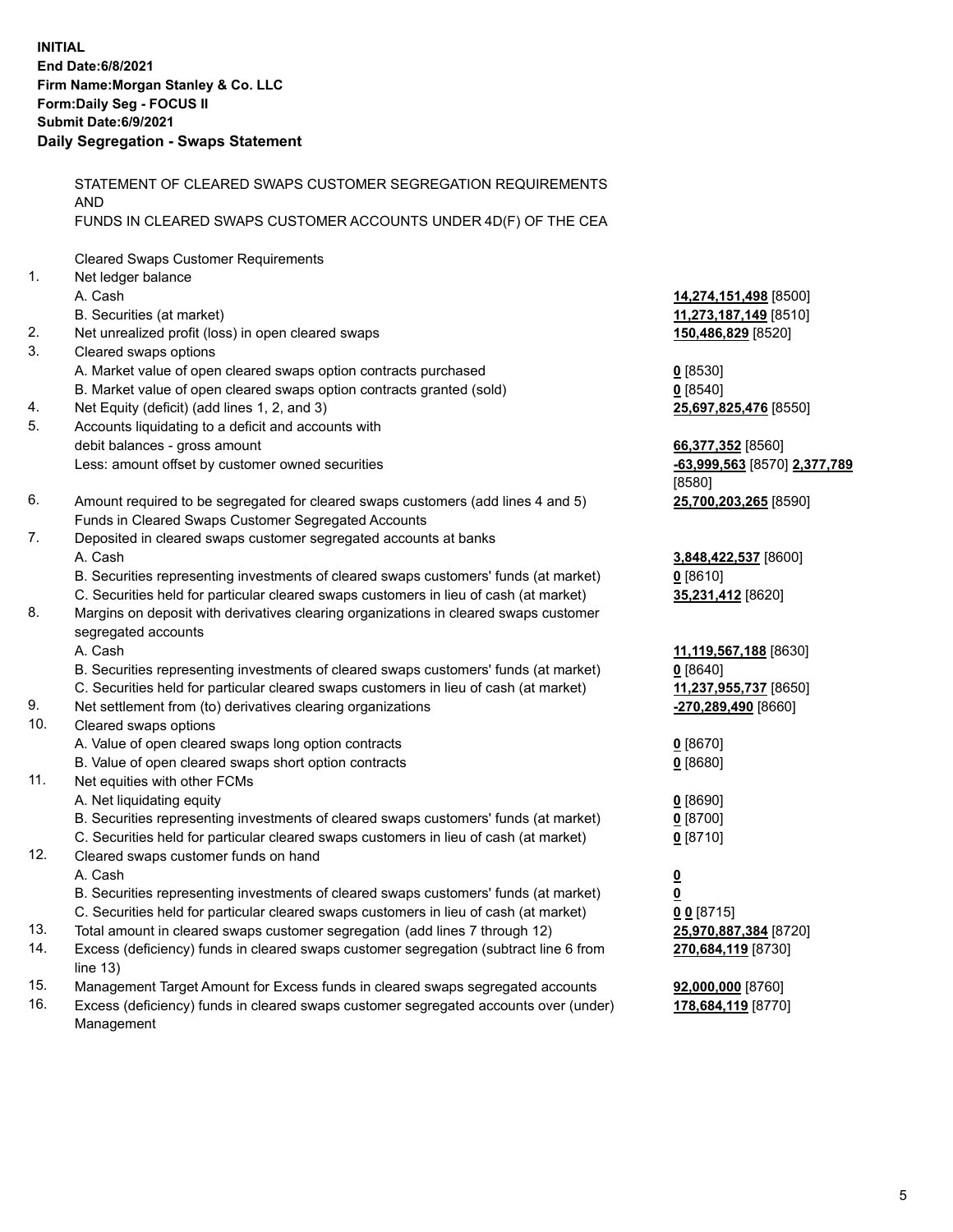**INITIAL**
**End Date:6/8/2021**
**Firm Name:Morgan Stanley & Co. LLC**
**Form:Daily Seg - FOCUS II**
**Submit Date:6/9/2021**
**Daily Segregation - Swaps Statement**

STATEMENT OF CLEARED SWAPS CUSTOMER SEGREGATION REQUIREMENTS AND FUNDS IN CLEARED SWAPS CUSTOMER ACCOUNTS UNDER 4D(F) OF THE CEA

| | | |
|---|---|---|
| | Cleared Swaps Customer Requirements | |
| 1. | Net ledger balance | |
| | A. Cash | **14,274,151,498** [8500] |
| | B. Securities (at market) | **11,273,187,149** [8510] |
| 2. | Net unrealized profit (loss) in open cleared swaps | **150,486,829** [8520] |
| 3. | Cleared swaps options | |
| | A. Market value of open cleared swaps option contracts purchased | **0** [8530] |
| | B. Market value of open cleared swaps option contracts granted (sold) | **0** [8540] |
| 4. | Net Equity (deficit) (add lines 1, 2, and 3) | **25,697,825,476** [8550] |
| 5. | Accounts liquidating to a deficit and accounts with debit balances - gross amount | **66,377,352** [8560] |
| | Less: amount offset by customer owned securities | **-63,999,563** [8570] **2,377,789** [8580] |
| 6. | Amount required to be segregated for cleared swaps customers (add lines 4 and 5) | **25,700,203,265** [8590] |
| | Funds in Cleared Swaps Customer Segregated Accounts | |
| 7. | Deposited in cleared swaps customer segregated accounts at banks | |
| | A. Cash | **3,848,422,537** [8600] |
| | B. Securities representing investments of cleared swaps customers' funds (at market) | **0** [8610] |
| | C. Securities held for particular cleared swaps customers in lieu of cash (at market) | **35,231,412** [8620] |
| 8. | Margins on deposit with derivatives clearing organizations in cleared swaps customer segregated accounts | |
| | A. Cash | **11,119,567,188** [8630] |
| | B. Securities representing investments of cleared swaps customers' funds (at market) | **0** [8640] |
| | C. Securities held for particular cleared swaps customers in lieu of cash (at market) | **11,237,955,737** [8650] |
| 9. | Net settlement from (to) derivatives clearing organizations | **-270,289,490** [8660] |
| 10. | Cleared swaps options | |
| | A. Value of open cleared swaps long option contracts | **0** [8670] |
| | B. Value of open cleared swaps short option contracts | **0** [8680] |
| 11. | Net equities with other FCMs | |
| | A. Net liquidating equity | **0** [8690] |
| | B. Securities representing investments of cleared swaps customers' funds (at market) | **0** [8700] |
| | C. Securities held for particular cleared swaps customers in lieu of cash (at market) | **0** [8710] |
| 12. | Cleared swaps customer funds on hand | |
| | A. Cash | **0** |
| | B. Securities representing investments of cleared swaps customers' funds (at market) | **0** |
| | C. Securities held for particular cleared swaps customers in lieu of cash (at market) | **0** **0** [8715] |
| 13. | Total amount in cleared swaps customer segregation (add lines 7 through 12) | **25,970,887,384** [8720] |
| 14. | Excess (deficiency) funds in cleared swaps customer segregation (subtract line 6 from line 13) | **270,684,119** [8730] |
| 15. | Management Target Amount for Excess funds in cleared swaps segregated accounts | **92,000,000** [8760] |
| 16. | Excess (deficiency) funds in cleared swaps customer segregated accounts over (under) Management | **178,684,119** [8770] |